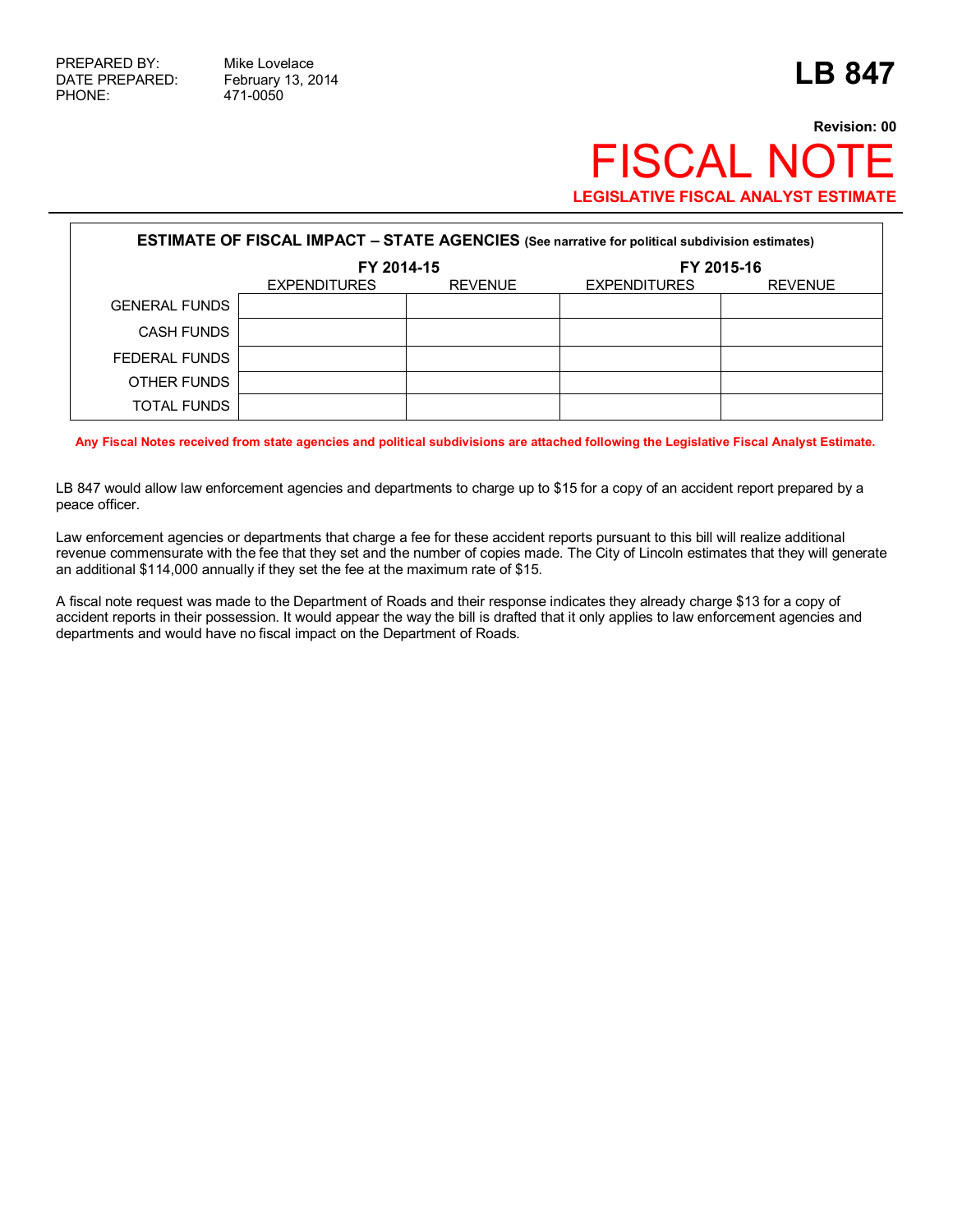PREPARED BY: Mike Lovelace
DATE PREPARED: February 13, 2014
PHONE: 471-0050

# LB 847

**Revision: 00**

# FISCAL NOTE

**LEGISLATIVE FISCAL ANALYST ESTIMATE**

**ESTIMATE OF FISCAL IMPACT – STATE AGENCIES** (See narrative for political subdivision estimates)

| | FY 2014-15 | | FY 2015-16 | |
|---|---|---|---|---|
| | EXPENDITURES | REVENUE | EXPENDITURES | REVENUE |
| GENERAL FUNDS | | | | |
| CASH FUNDS | | | | |
| FEDERAL FUNDS | | | | |
| OTHER FUNDS | | | | |
| TOTAL FUNDS | | | | |

**Any Fiscal Notes received from state agencies and political subdivisions are attached following the Legislative Fiscal Analyst Estimate.**

LB 847 would allow law enforcement agencies and departments to charge up to $15 for a copy of an accident report prepared by a peace officer.

Law enforcement agencies or departments that charge a fee for these accident reports pursuant to this bill will realize additional revenue commensurate with the fee that they set and the number of copies made. The City of Lincoln estimates that they will generate an additional $114,000 annually if they set the fee at the maximum rate of $15.

A fiscal note request was made to the Department of Roads and their response indicates they already charge $13 for a copy of accident reports in their possession. It would appear the way the bill is drafted that it only applies to law enforcement agencies and departments and would have no fiscal impact on the Department of Roads.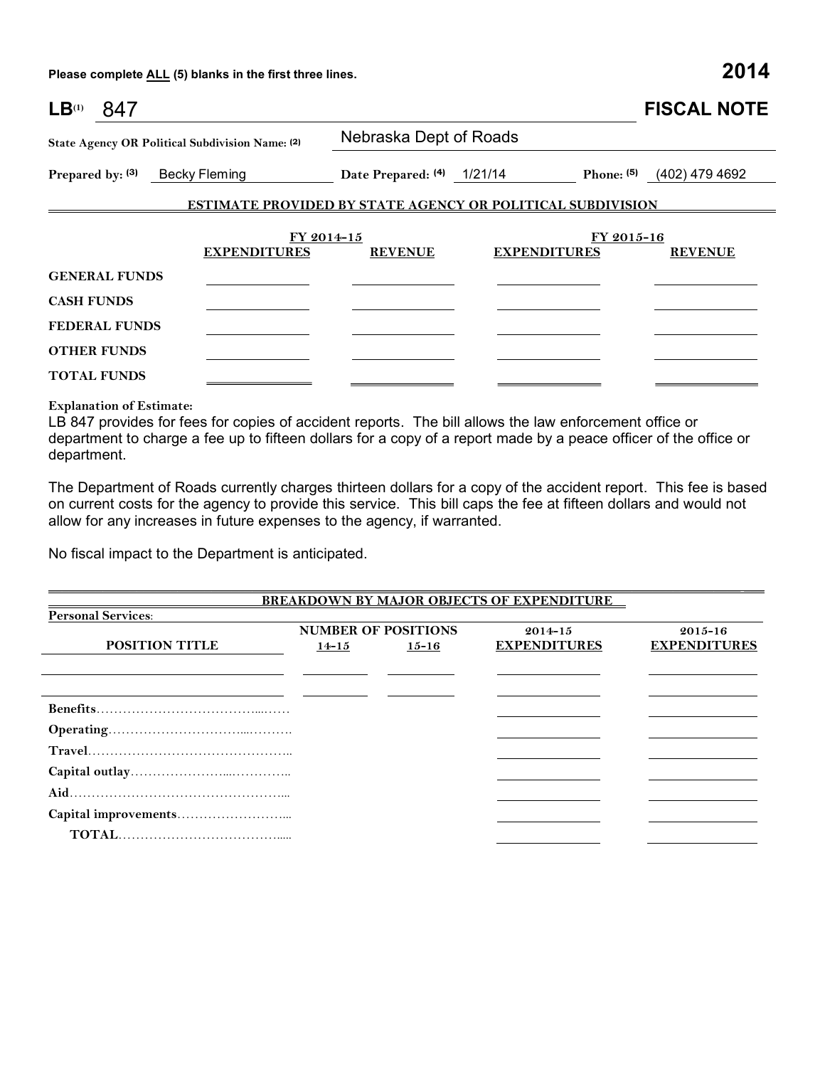Please complete ALL (5) blanks in the first three lines. **2014**

# LB[1] 847 FISCAL NOTE

**State Agency OR Political Subdivision Name:** [2] Nebraska Dept of Roads

**Prepared by:** [3] Becky Fleming **Date Prepared:** [4] 1/21/14 **Phone:** [5] (402) 479 4692

## ESTIMATE PROVIDED BY STATE AGENCY OR POLITICAL SUBDIVISION

| | FY 2014-15 | | FY 2015-16 | |
|---|---|---|---|---|
| | **EXPENDITURES** | **REVENUE** | **EXPENDITURES** | **REVENUE** |
| **GENERAL FUNDS** | | | | |
| **CASH FUNDS** | | | | |
| **FEDERAL FUNDS** | | | | |
| **OTHER FUNDS** | | | | |
| **TOTAL FUNDS** | | | | |

**Explanation of Estimate:**

LB 847 provides for fees for copies of accident reports. The bill allows the law enforcement office or department to charge a fee up to fifteen dollars for a copy of a report made by a peace officer of the office or department.

The Department of Roads currently charges thirteen dollars for a copy of the accident report. This fee is based on current costs for the agency to provide this service. This bill caps the fee at fifteen dollars and would not allow for any increases in future expenses to the agency, if warranted.

No fiscal impact to the Department is anticipated.

## BREAKDOWN BY MAJOR OBJECTS OF EXPENDITURE

**Personal Services:**

| POSITION TITLE | NUMBER OF POSITIONS 14-15 | NUMBER OF POSITIONS 15-16 | 2014-15 EXPENDITURES | 2015-16 EXPENDITURES |
|---|---|---|---|---|
| | | | | |
| | | | | |
| **Benefits** | | | | |
| **Operating** | | | | |
| **Travel** | | | | |
| **Capital outlay** | | | | |
| **Aid** | | | | |
| **Capital improvements** | | | | |
| **TOTAL** | | | | |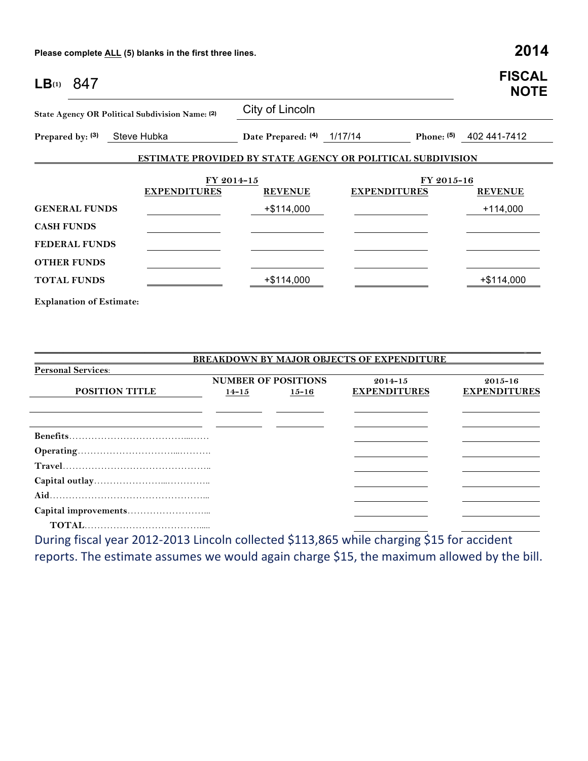Please complete ALL (5) blanks in the first three lines.

# 2014 FISCAL NOTE

**LB**(1) 847

**State Agency OR Political Subdivision Name:** (2) City of Lincoln

**Prepared by:** (3) Steve Hubka **Date Prepared:** (4) 1/17/14 **Phone:** (5) 402 441-7412

## ESTIMATE PROVIDED BY STATE AGENCY OR POLITICAL SUBDIVISION

| | FY 2014-15 | | FY 2015-16 | |
|---|---|---|---|---|
| | **EXPENDITURES** | **REVENUE** | **EXPENDITURES** | **REVENUE** |
| **GENERAL FUNDS** | | +$114,000 | | +114,000 |
| **CASH FUNDS** | | | | |
| **FEDERAL FUNDS** | | | | |
| **OTHER FUNDS** | | | | |
| **TOTAL FUNDS** | | +$114,000 | | +$114,000 |

**Explanation of Estimate:**

## BREAKDOWN BY MAJOR OBJECTS OF EXPENDITURE

**Personal Services**:

| POSITION TITLE | NUMBER OF POSITIONS 14-15 | NUMBER OF POSITIONS 15-16 | 2014-15 EXPENDITURES | 2015-16 EXPENDITURES |
|---|---|---|---|---|
| | | | | |
| | | | | |
| **Benefits** | | | | |
| **Operating** | | | | |
| **Travel** | | | | |
| **Capital outlay** | | | | |
| **Aid** | | | | |
| **Capital improvements** | | | | |
| **TOTAL** | | | | |

During fiscal year 2012-2013 Lincoln collected $113,865 while charging $15 for accident reports. The estimate assumes we would again charge $15, the maximum allowed by the bill.